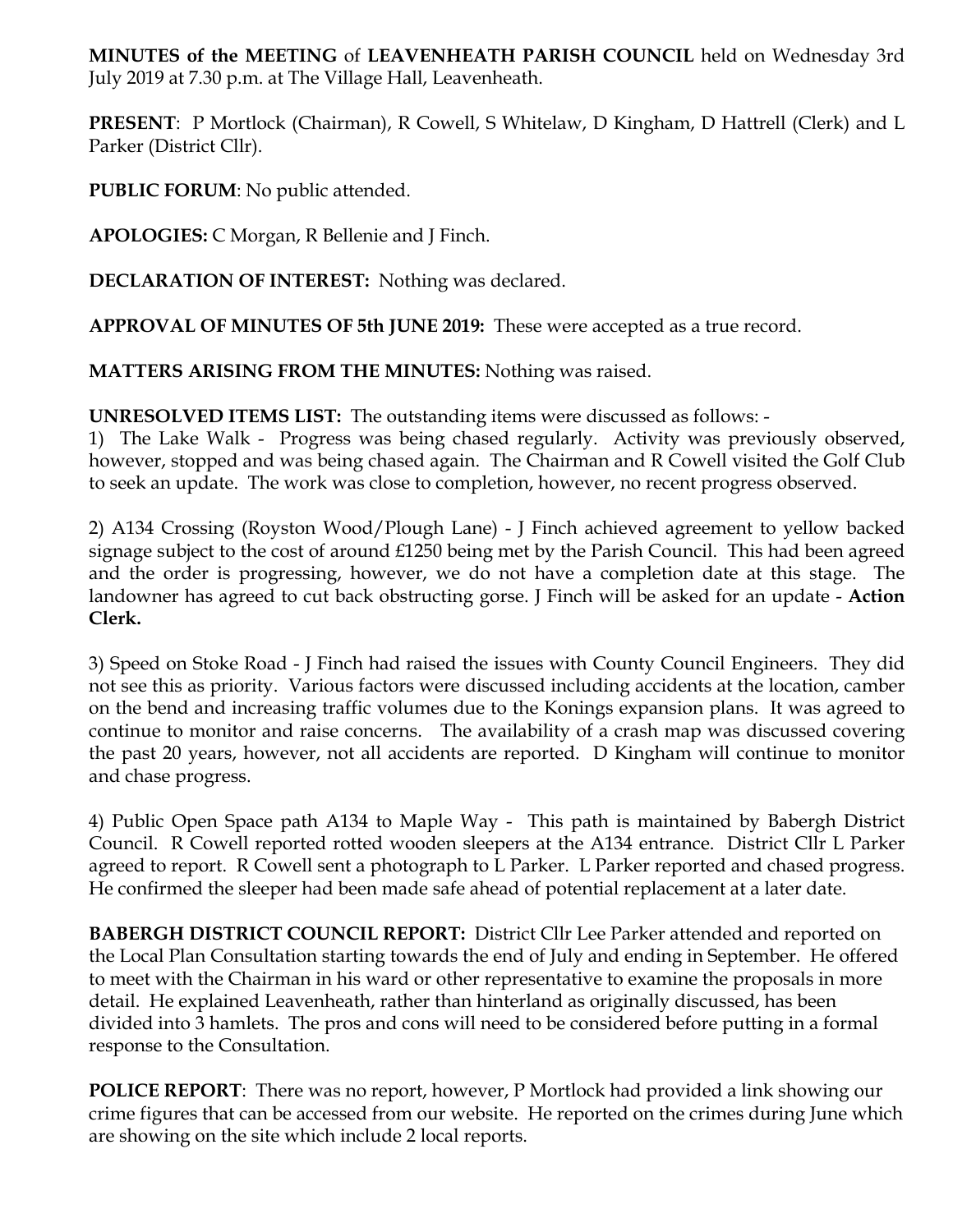**MINUTES of the MEETING** of **LEAVENHEATH PARISH COUNCIL** held on Wednesday 3rd July 2019 at 7.30 p.m. at The Village Hall, Leavenheath.

**PRESENT**: P Mortlock (Chairman), R Cowell, S Whitelaw, D Kingham, D Hattrell (Clerk) and L Parker (District Cllr).

**PUBLIC FORUM**: No public attended.

**APOLOGIES:** C Morgan, R Bellenie and J Finch.

**DECLARATION OF INTEREST:** Nothing was declared.

**APPROVAL OF MINUTES OF 5th JUNE 2019:** These were accepted as a true record.

**MATTERS ARISING FROM THE MINUTES:** Nothing was raised.

**UNRESOLVED ITEMS LIST:** The outstanding items were discussed as follows: -

1) The Lake Walk - Progress was being chased regularly. Activity was previously observed, however, stopped and was being chased again. The Chairman and R Cowell visited the Golf Club to seek an update. The work was close to completion, however, no recent progress observed.

2) A134 Crossing (Royston Wood/Plough Lane) - J Finch achieved agreement to yellow backed signage subject to the cost of around £1250 being met by the Parish Council. This had been agreed and the order is progressing, however, we do not have a completion date at this stage. The landowner has agreed to cut back obstructing gorse. J Finch will be asked for an update - **Action Clerk.**

3) Speed on Stoke Road - J Finch had raised the issues with County Council Engineers. They did not see this as priority. Various factors were discussed including accidents at the location, camber on the bend and increasing traffic volumes due to the Konings expansion plans. It was agreed to continue to monitor and raise concerns. The availability of a crash map was discussed covering the past 20 years, however, not all accidents are reported. D Kingham will continue to monitor and chase progress.

4) Public Open Space path A134 to Maple Way - This path is maintained by Babergh District Council. R Cowell reported rotted wooden sleepers at the A134 entrance. District Cllr L Parker agreed to report. R Cowell sent a photograph to L Parker. L Parker reported and chased progress. He confirmed the sleeper had been made safe ahead of potential replacement at a later date.

**BABERGH DISTRICT COUNCIL REPORT:** District Cllr Lee Parker attended and reported on the Local Plan Consultation starting towards the end of July and ending in September. He offered to meet with the Chairman in his ward or other representative to examine the proposals in more detail. He explained Leavenheath, rather than hinterland as originally discussed, has been divided into 3 hamlets. The pros and cons will need to be considered before putting in a formal response to the Consultation.

**POLICE REPORT**: There was no report, however, P Mortlock had provided a link showing our crime figures that can be accessed from our website. He reported on the crimes during June which are showing on the site which include 2 local reports.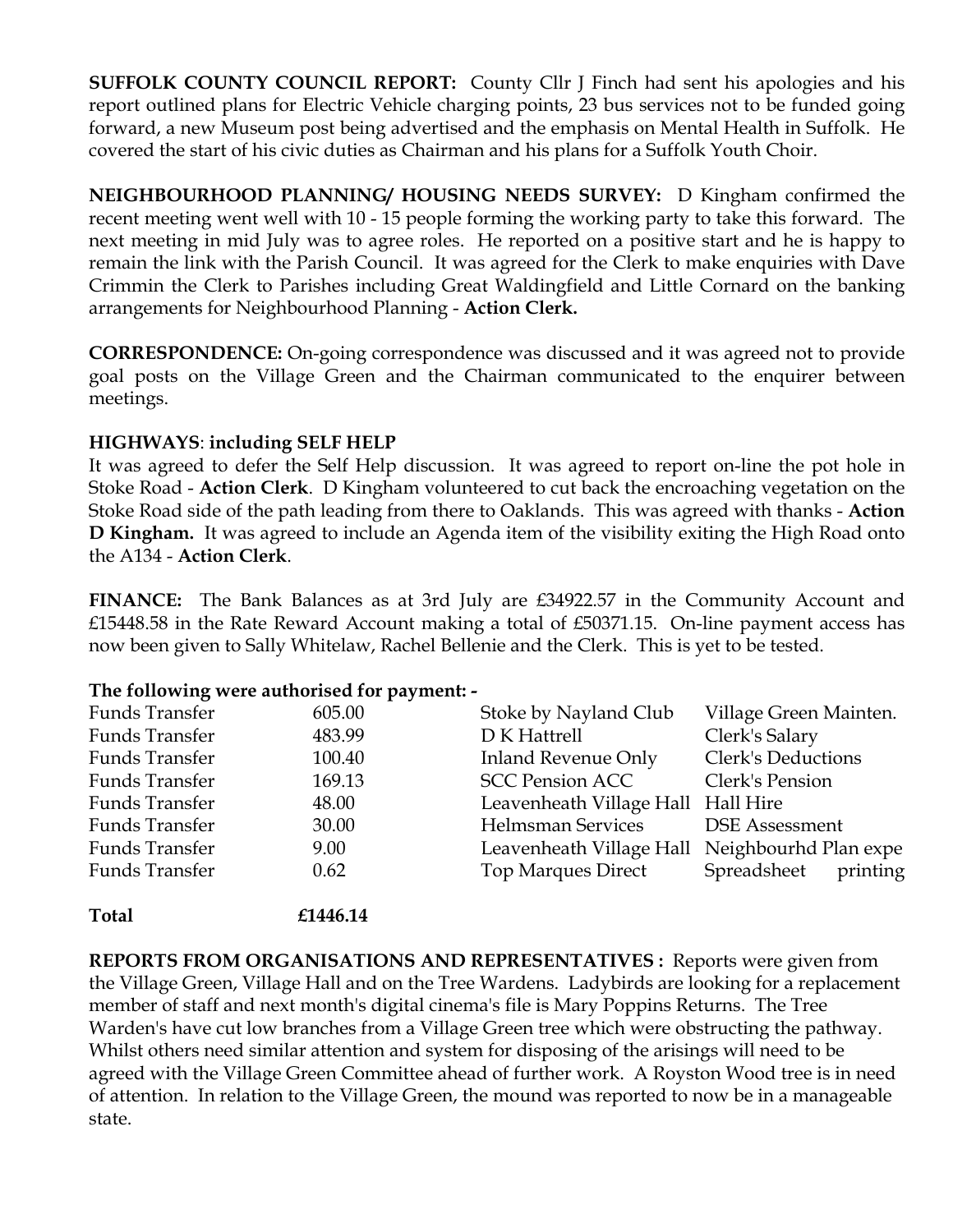**SUFFOLK COUNTY COUNCIL REPORT:** County Cllr J Finch had sent his apologies and his report outlined plans for Electric Vehicle charging points, 23 bus services not to be funded going forward, a new Museum post being advertised and the emphasis on Mental Health in Suffolk. He covered the start of his civic duties as Chairman and his plans for a Suffolk Youth Choir.

**NEIGHBOURHOOD PLANNING/ HOUSING NEEDS SURVEY:** D Kingham confirmed the recent meeting went well with 10 - 15 people forming the working party to take this forward. The next meeting in mid July was to agree roles. He reported on a positive start and he is happy to remain the link with the Parish Council. It was agreed for the Clerk to make enquiries with Dave Crimmin the Clerk to Parishes including Great Waldingfield and Little Cornard on the banking arrangements for Neighbourhood Planning - **Action Clerk.**

**CORRESPONDENCE:** On-going correspondence was discussed and it was agreed not to provide goal posts on the Village Green and the Chairman communicated to the enquirer between meetings.

**HIGHWAYS**: **including SELF HELP**

It was agreed to defer the Self Help discussion. It was agreed to report on-line the pot hole in Stoke Road - **Action Clerk**. D Kingham volunteered to cut back the encroaching vegetation on the Stoke Road side of the path leading from there to Oaklands. This was agreed with thanks - **Action D Kingham.** It was agreed to include an Agenda item of the visibility exiting the High Road onto the A134 - **Action Clerk**.

**FINANCE:** The Bank Balances as at 3rd July are £34922.57 in the Community Account and £15448.58 in the Rate Reward Account making a total of £50371.15. On-line payment access has now been given to Sally Whitelaw, Rachel Bellenie and the Clerk. This is yet to be tested.

**The following were authorised for payment: -**

| | | | |
|---|---|---|---|
| Funds Transfer | 605.00 | Stoke by Nayland Club | Village Green Mainten. |
| Funds Transfer | 483.99 | D K Hattrell | Clerk's Salary |
| Funds Transfer | 100.40 | Inland Revenue Only | Clerk's Deductions |
| Funds Transfer | 169.13 | SCC Pension ACC | Clerk's Pension |
| Funds Transfer | 48.00 | Leavenheath Village Hall | Hall Hire |
| Funds Transfer | 30.00 | Helmsman Services | DSE Assessment |
| Funds Transfer | 9.00 | Leavenheath Village Hall | Neighbourhd Plan expe |
| Funds Transfer | 0.62 | Top Marques Direct | Spreadsheet printing |
| **Total** | **£1446.14** | | |

**REPORTS FROM ORGANISATIONS AND REPRESENTATIVES :** Reports were given from the Village Green, Village Hall and on the Tree Wardens. Ladybirds are looking for a replacement member of staff and next month's digital cinema's file is Mary Poppins Returns. The Tree Warden's have cut low branches from a Village Green tree which were obstructing the pathway. Whilst others need similar attention and system for disposing of the arisings will need to be agreed with the Village Green Committee ahead of further work. A Royston Wood tree is in need of attention. In relation to the Village Green, the mound was reported to now be in a manageable state.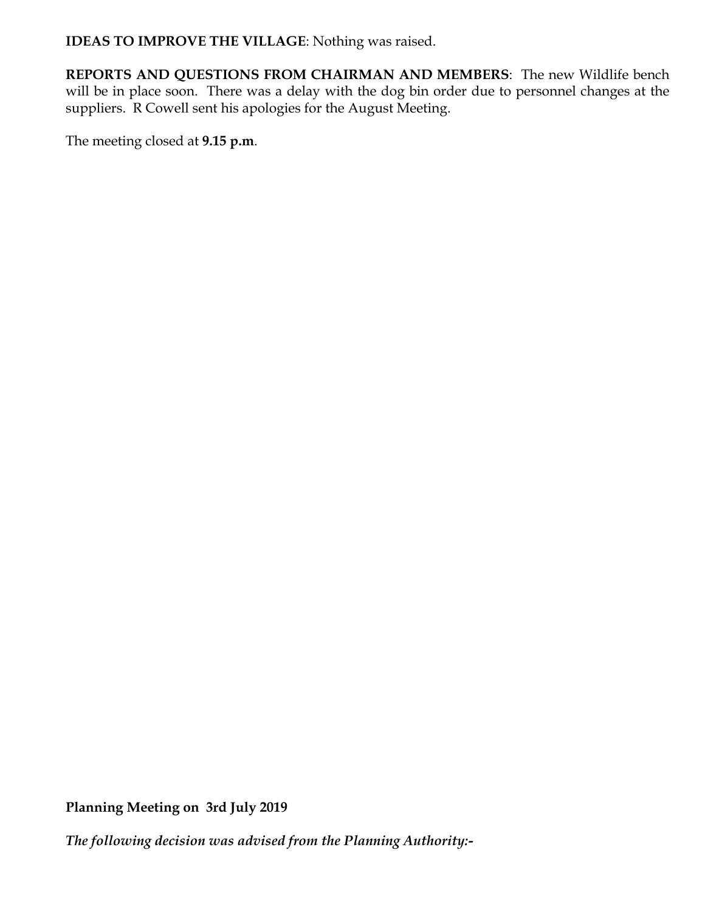**IDEAS TO IMPROVE THE VILLAGE**: Nothing was raised.

**REPORTS AND QUESTIONS FROM CHAIRMAN AND MEMBERS**: The new Wildlife bench will be in place soon. There was a delay with the dog bin order due to personnel changes at the suppliers. R Cowell sent his apologies for the August Meeting.

The meeting closed at **9.15 p.m**.

**Planning Meeting on 3rd July 2019**

***The following decision was advised from the Planning Authority:-***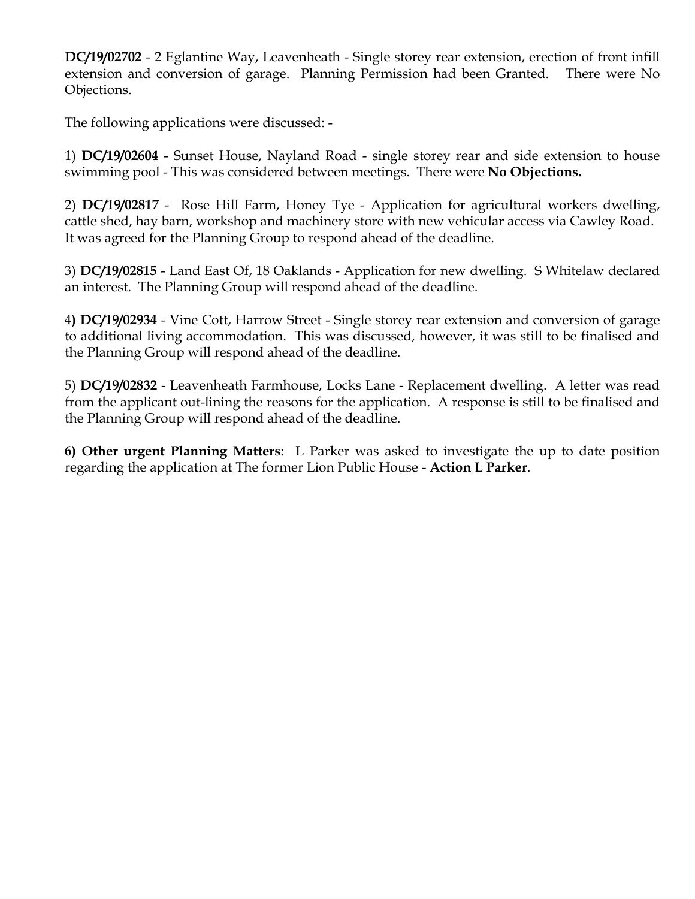**DC/19/02702** - 2 Eglantine Way, Leavenheath - Single storey rear extension, erection of front infill extension and conversion of garage. Planning Permission had been Granted. There were No Objections.

The following applications were discussed: -

1) **DC/19/02604** - Sunset House, Nayland Road - single storey rear and side extension to house swimming pool - This was considered between meetings. There were **No Objections.**

2) **DC/19/02817** - Rose Hill Farm, Honey Tye - Application for agricultural workers dwelling, cattle shed, hay barn, workshop and machinery store with new vehicular access via Cawley Road. It was agreed for the Planning Group to respond ahead of the deadline.

3) **DC/19/02815** - Land East Of, 18 Oaklands - Application for new dwelling. S Whitelaw declared an interest. The Planning Group will respond ahead of the deadline.

4**) DC/19/02934** - Vine Cott, Harrow Street - Single storey rear extension and conversion of garage to additional living accommodation. This was discussed, however, it was still to be finalised and the Planning Group will respond ahead of the deadline.

5) **DC/19/02832** - Leavenheath Farmhouse, Locks Lane - Replacement dwelling. A letter was read from the applicant out-lining the reasons for the application. A response is still to be finalised and the Planning Group will respond ahead of the deadline.

**6) Other urgent Planning Matters**: L Parker was asked to investigate the up to date position regarding the application at The former Lion Public House - **Action L Parker**.